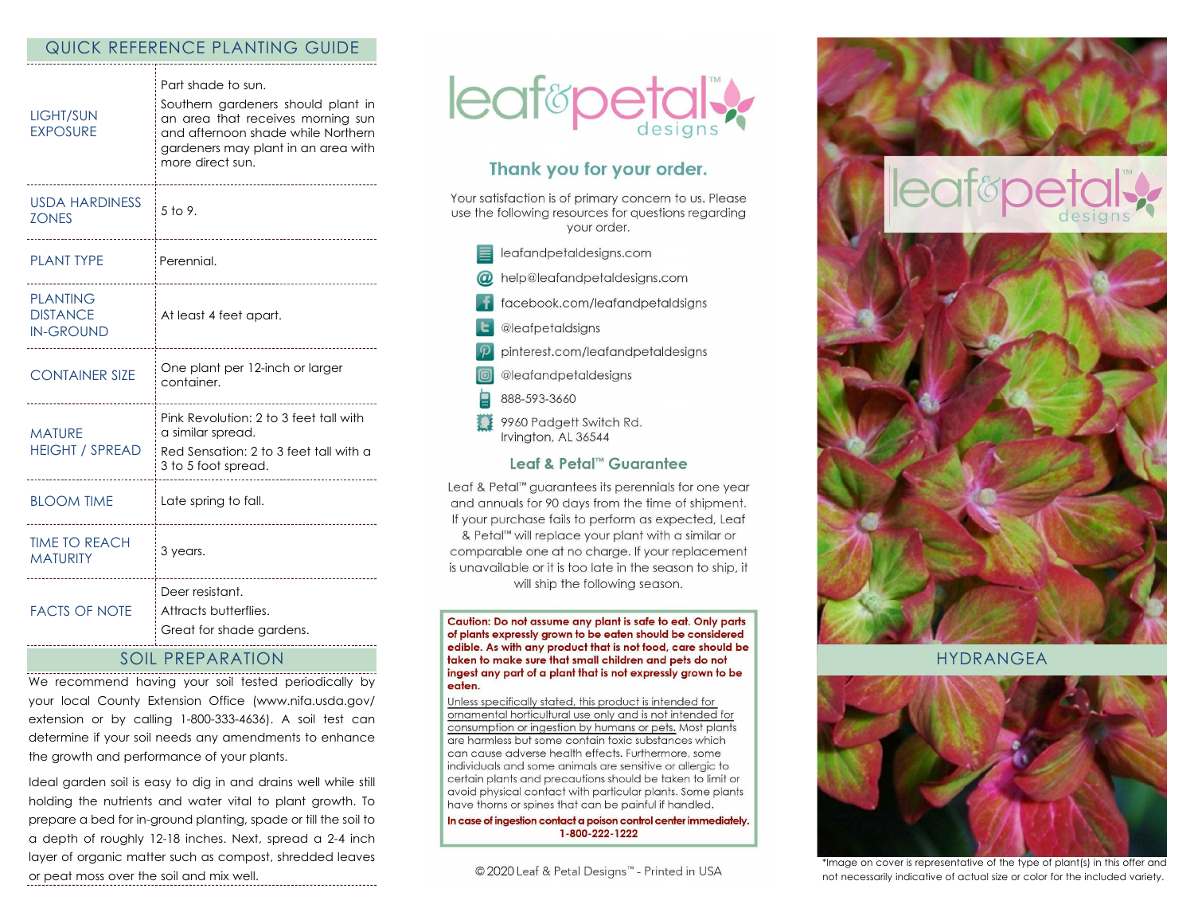## QUICK REFERENCE PLANTING GUIDE

| | |
|---|---|
| LIGHT/SUN EXPOSURE | Part shade to sun. Southern gardeners should plant in an area that receives morning sun and afternoon shade while Northern gardeners may plant in an area with more direct sun. |
| USDA HARDINESS ZONES | 5 to 9. |
| PLANT TYPE | Perennial. |
| PLANTING DISTANCE IN-GROUND | At least 4 feet apart. |
| CONTAINER SIZE | One plant per 12-inch or larger container. |
| MATURE HEIGHT / SPREAD | Pink Revolution: 2 to 3 feet tall with a similar spread. Red Sensation: 2 to 3 feet tall with a 3 to 5 foot spread. |
| BLOOM TIME | Late spring to fall. |
| TIME TO REACH MATURITY | 3 years. |
| FACTS OF NOTE | Deer resistant. Attracts butterflies. Great for shade gardens. |

## SOIL PREPARATION

We recommend having your soil tested periodically by your local County Extension Office (www.nifa.usda.gov/extension or by calling 1-800-333-4636). A soil test can determine if your soil needs any amendments to enhance the growth and performance of your plants.

Ideal garden soil is easy to dig in and drains well while still holding the nutrients and water vital to plant growth. To prepare a bed for in-ground planting, spade or till the soil to a depth of roughly 12-18 inches. Next, spread a 2-4 inch layer of organic matter such as compost, shredded leaves or peat moss over the soil and mix well.

# leaf&petal™ designs

## Thank you for your order.

Your satisfaction is of primary concern to us. Please use the following resources for questions regarding your order.

- leafandpetaldesigns.com
- help@leafandpetaldesigns.com
- facebook.com/leafandpetaldsigns
- @leafpetaldsigns
- pinterest.com/leafandpetaldesigns
- @leafandpetaldesigns
- 888-593-3660
- 9960 Padgett Switch Rd. Irvington, AL 36544

## Leaf & Petal™ Guarantee

Leaf & Petal™ guarantees its perennials for one year and annuals for 90 days from the time of shipment. If your purchase fails to perform as expected, Leaf & Petal™ will replace your plant with a similar or comparable one at no charge. If your replacement is unavailable or it is too late in the season to ship, it will ship the following season.

**Caution: Do not assume any plant is safe to eat. Only parts of plants expressly grown to be eaten should be considered edible. As with any product that is not food, care should be taken to make sure that small children and pets do not ingest any part of a plant that is not expressly grown to be eaten.**

Unless specifically stated, this product is intended for ornamental horticultural use only and is not intended for consumption or ingestion by humans or pets. Most plants are harmless but some contain toxic substances which can cause adverse health effects. Furthermore, some individuals and some animals are sensitive or allergic to certain plants and precautions should be taken to limit or avoid physical contact with particular plants. Some plants have thorns or spines that can be painful if handled.

**In case of ingestion contact a poison control center immediately. 1-800-222-1222**

© 2020 Leaf & Petal Designs™ - Printed in USA

leaf&petal™ designs

## HYDRANGEA

*Image on cover is representative of the type of plant(s) in this offer and not necessarily indicative of actual size or color for the included variety.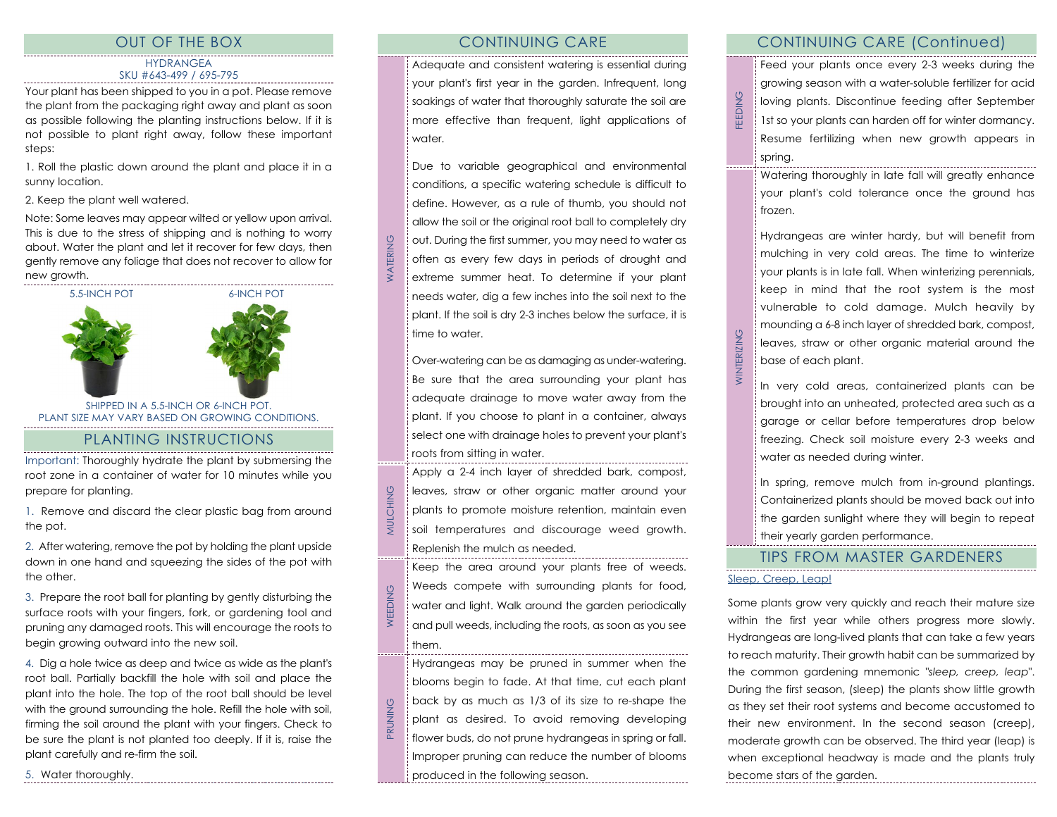## OUT OF THE BOX

HYDRANGEA
SKU #643-499 / 695-795

Your plant has been shipped to you in a pot. Please remove the plant from the packaging right away and plant as soon as possible following the planting instructions below. If it is not possible to plant right away, follow these important steps:

1. Roll the plastic down around the plant and place it in a sunny location.

2. Keep the plant well watered.

Note: Some leaves may appear wilted or yellow upon arrival. This is due to the stress of shipping and is nothing to worry about. Water the plant and let it recover for few days, then gently remove any foliage that does not recover to allow for new growth.

5.5-INCH POT

6-INCH POT

SHIPPED IN A 5.5-INCH OR 6-INCH POT.
PLANT SIZE MAY VARY BASED ON GROWING CONDITIONS.

## PLANTING INSTRUCTIONS

Important: Thoroughly hydrate the plant by submersing the root zone in a container of water for 10 minutes while you prepare for planting.

1. Remove and discard the clear plastic bag from around the pot.

2. After watering, remove the pot by holding the plant upside down in one hand and squeezing the sides of the pot with the other.

3. Prepare the root ball for planting by gently disturbing the surface roots with your fingers, fork, or gardening tool and pruning any damaged roots. This will encourage the roots to begin growing outward into the new soil.

4. Dig a hole twice as deep and twice as wide as the plant's root ball. Partially backfill the hole with soil and place the plant into the hole. The top of the root ball should be level with the ground surrounding the hole. Refill the hole with soil, firming the soil around the plant with your fingers. Check to be sure the plant is not planted too deeply. If it is, raise the plant carefully and re-firm the soil.

5. Water thoroughly.

## CONTINUING CARE

### WATERING

Adequate and consistent watering is essential during your plant's first year in the garden. Infrequent, long soakings of water that thoroughly saturate the soil are more effective than frequent, light applications of water.

Due to variable geographical and environmental conditions, a specific watering schedule is difficult to define. However, as a rule of thumb, you should not allow the soil or the original root ball to completely dry out. During the first summer, you may need to water as often as every few days in periods of drought and extreme summer heat. To determine if your plant needs water, dig a few inches into the soil next to the plant. If the soil is dry 2-3 inches below the surface, it is time to water.

Over-watering can be as damaging as under-watering. Be sure that the area surrounding your plant has adequate drainage to move water away from the plant. If you choose to plant in a container, always select one with drainage holes to prevent your plant's roots from sitting in water.

### MULCHING

Apply a 2-4 inch layer of shredded bark, compost, leaves, straw or other organic matter around your plants to promote moisture retention, maintain even soil temperatures and discourage weed growth. Replenish the mulch as needed.

### WEEDING

Keep the area around your plants free of weeds. Weeds compete with surrounding plants for food, water and light. Walk around the garden periodically and pull weeds, including the roots, as soon as you see them.

### PRUNING

Hydrangeas may be pruned in summer when the blooms begin to fade. At that time, cut each plant back by as much as 1/3 of its size to re-shape the plant as desired. To avoid removing developing flower buds, do not prune hydrangeas in spring or fall. Improper pruning can reduce the number of blooms produced in the following season.

## CONTINUING CARE (Continued)

### FEEDING

Feed your plants once every 2-3 weeks during the growing season with a water-soluble fertilizer for acid loving plants. Discontinue feeding after September 1st so your plants can harden off for winter dormancy. Resume fertilizing when new growth appears in spring.

### WINTERIZING

Watering thoroughly in late fall will greatly enhance your plant's cold tolerance once the ground has frozen.

Hydrangeas are winter hardy, but will benefit from mulching in very cold areas. The time to winterize your plants is in late fall. When winterizing perennials, keep in mind that the root system is the most vulnerable to cold damage. Mulch heavily by mounding a 6-8 inch layer of shredded bark, compost, leaves, straw or other organic material around the base of each plant.

In very cold areas, containerized plants can be brought into an unheated, protected area such as a garage or cellar before temperatures drop below freezing. Check soil moisture every 2-3 weeks and water as needed during winter.

In spring, remove mulch from in-ground plantings. Containerized plants should be moved back out into the garden sunlight where they will begin to repeat their yearly garden performance.

## TIPS FROM MASTER GARDENERS

Sleep, Creep, Leap!

Some plants grow very quickly and reach their mature size within the first year while others progress more slowly. Hydrangeas are long-lived plants that can take a few years to reach maturity. Their growth habit can be summarized by the common gardening mnemonic "*sleep, creep, leap*". During the first season, (sleep) the plants show little growth as they set their root systems and become accustomed to their new environment. In the second season (creep), moderate growth can be observed. The third year (leap) is when exceptional headway is made and the plants truly become stars of the garden.